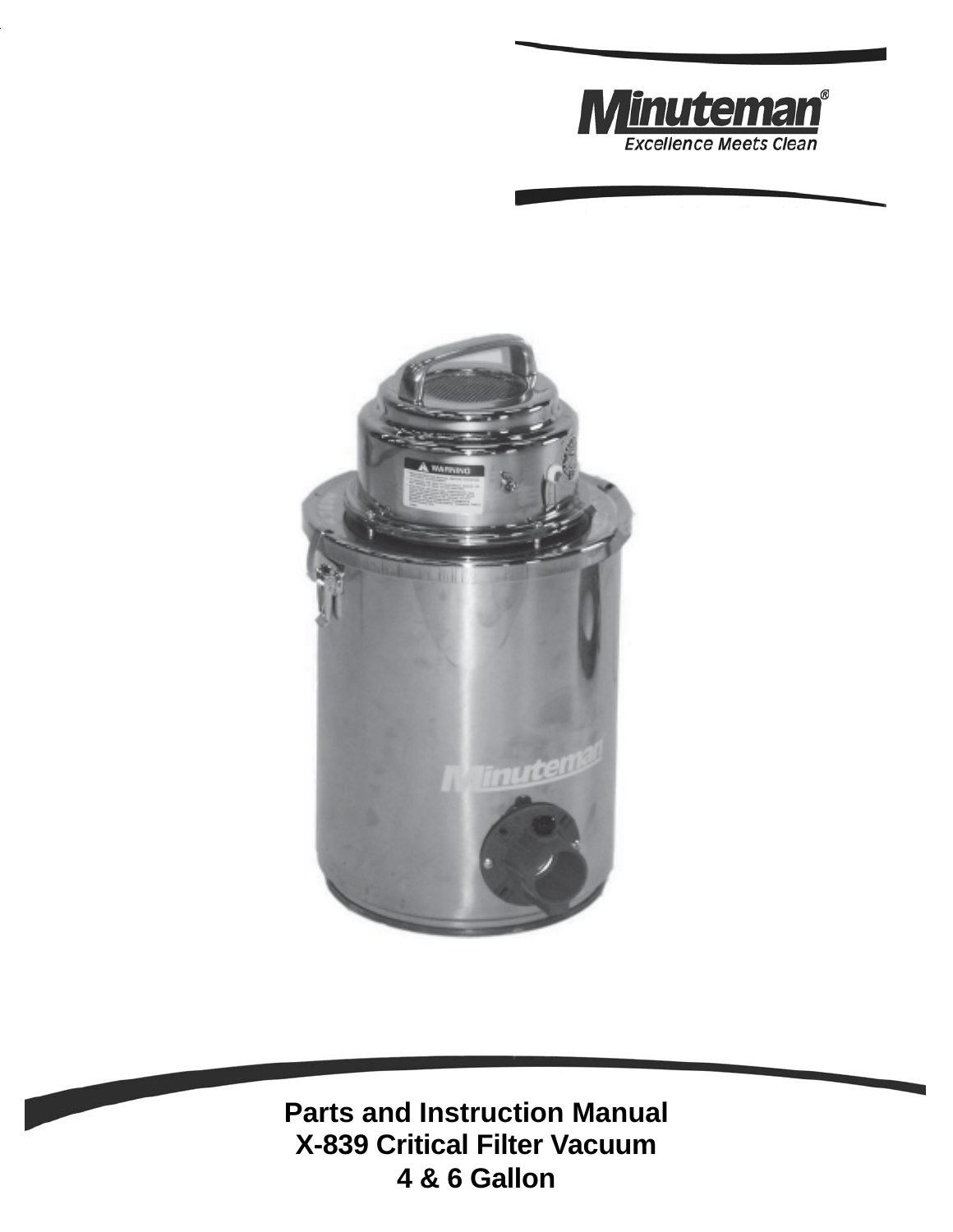Minuteman®

Excellence Meets Clean

# Parts and Instruction Manual
# X-839 Critical Filter Vacuum
# 4 & 6 Gallon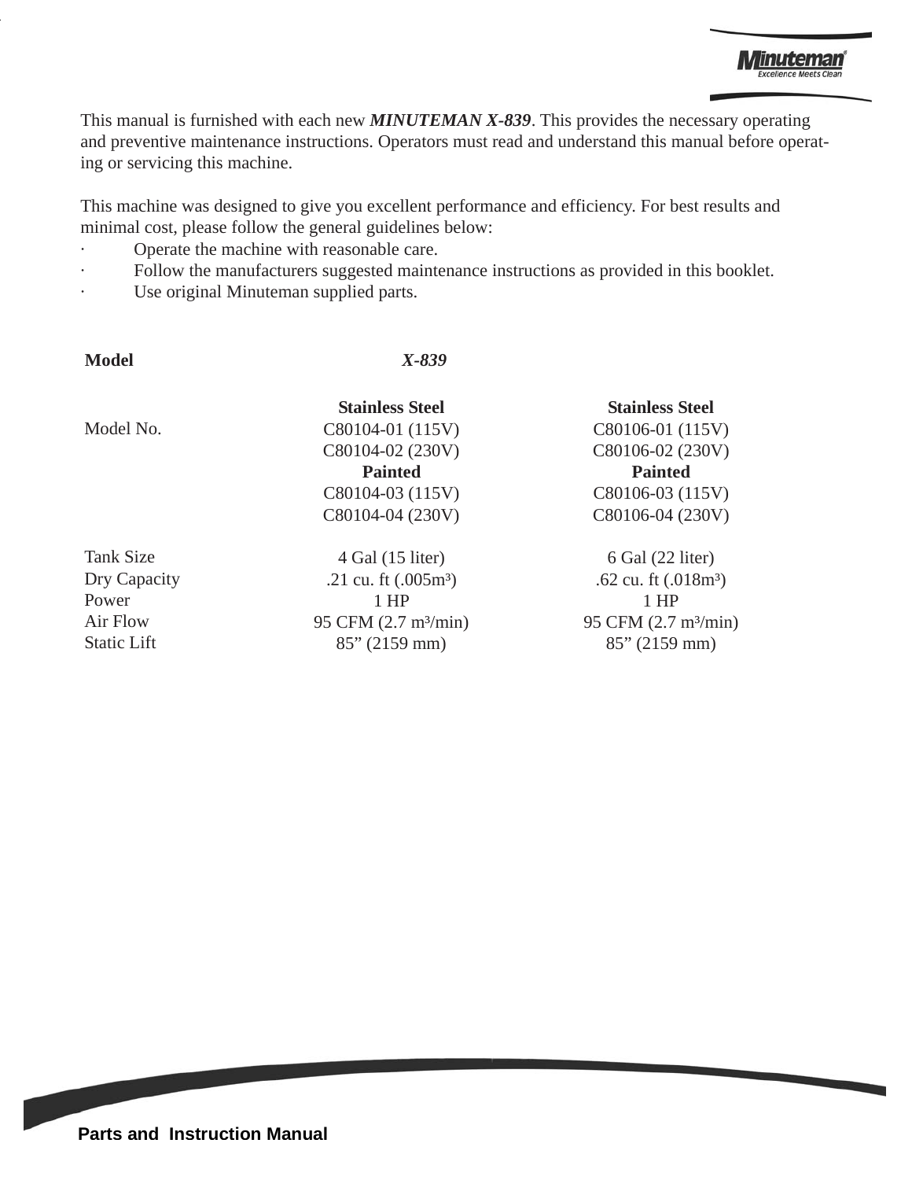This manual is furnished with each new ***MINUTEMAN X-839***. This provides the necessary operating and preventive maintenance instructions. Operators must read and understand this manual before operating or servicing this machine.

This machine was designed to give you excellent performance and efficiency. For best results and minimal cost, please follow the general guidelines below:

- Operate the machine with reasonable care.
- Follow the manufacturers suggested maintenance instructions as provided in this booklet.
- Use original Minuteman supplied parts.

| **Model** | ***X-839*** | |
|---|---|---|
| | **Stainless Steel** | **Stainless Steel** |
| Model No. | C80104-01 (115V) | C80106-01 (115V) |
| | C80104-02 (230V) | C80106-02 (230V) |
| | **Painted** | **Painted** |
| | C80104-03 (115V) | C80106-03 (115V) |
| | C80104-04 (230V) | C80106-04 (230V) |
| Tank Size | 4 Gal (15 liter) | 6 Gal (22 liter) |
| Dry Capacity | .21 cu. ft (.005m³) | .62 cu. ft (.018m³) |
| Power | 1 HP | 1 HP |
| Air Flow | 95 CFM (2.7 m³/min) | 95 CFM (2.7 m³/min) |
| Static Lift | 85” (2159 mm) | 85” (2159 mm) |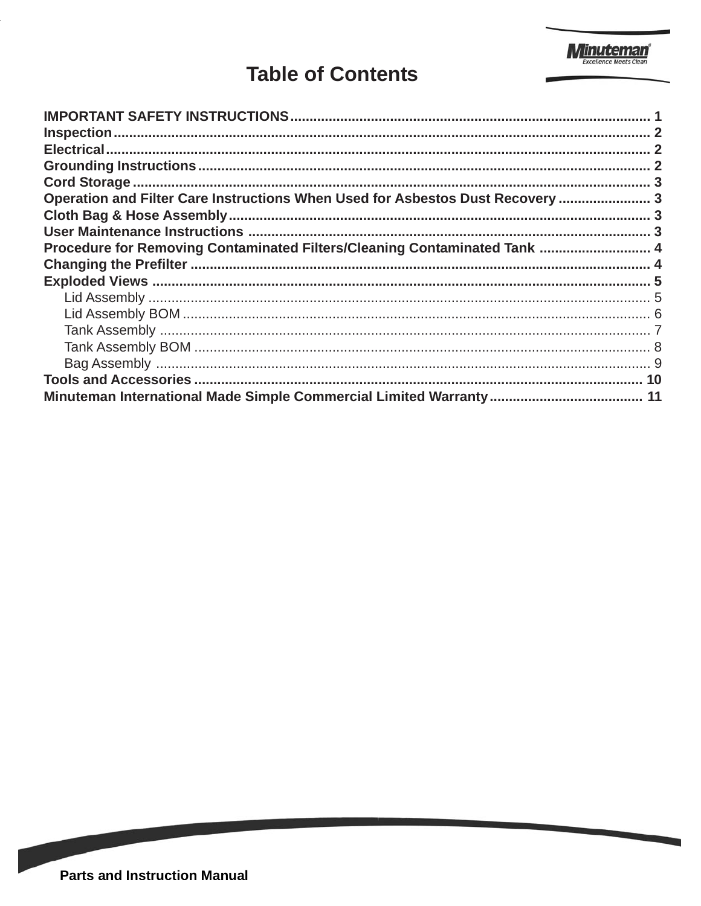# Table of Contents

**IMPORTANT SAFETY INSTRUCTIONS** .......... 1
**Inspection** .......... 2
**Electrical** .......... 2
**Grounding Instructions** .......... 2
**Cord Storage** .......... 3
**Operation and Filter Care Instructions When Used for Asbestos Dust Recovery** .......... 3
**Cloth Bag & Hose Assembly** .......... 3
**User Maintenance Instructions** .......... 3
**Procedure for Removing Contaminated Filters/Cleaning Contaminated Tank** .......... 4
**Changing the Prefilter** .......... 4
**Exploded Views** .......... 5
- Lid Assembly .......... 5
- Lid Assembly BOM .......... 6
- Tank Assembly .......... 7
- Tank Assembly BOM .......... 8
- Bag Assembly .......... 9

**Tools and Accessories** .......... 10
**Minuteman International Made Simple Commercial Limited Warranty** .......... 11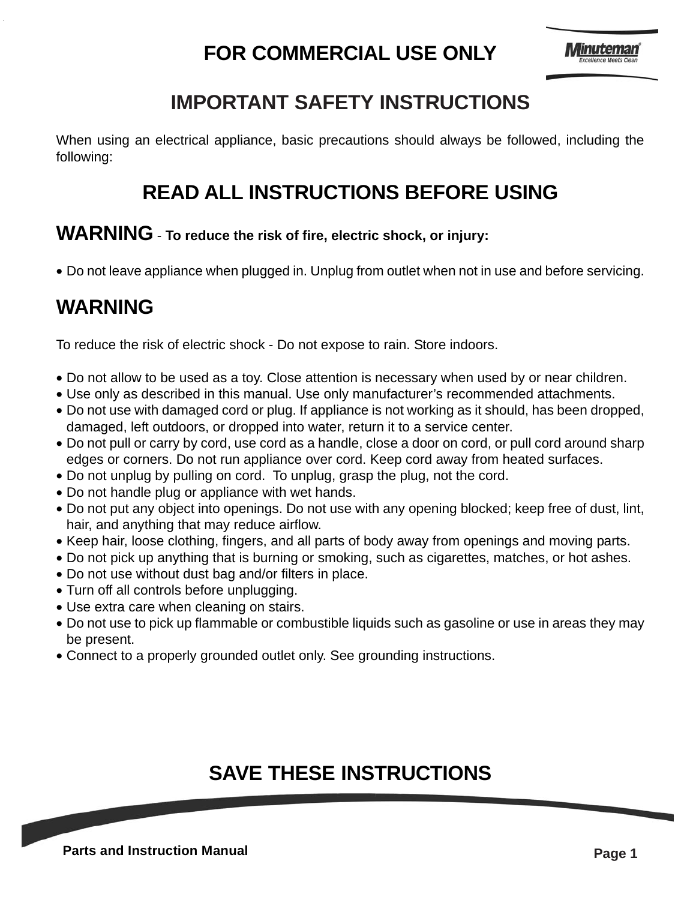# FOR COMMERCIAL USE ONLY

## IMPORTANT SAFETY INSTRUCTIONS

When using an electrical appliance, basic precautions should always be followed, including the following:

## READ ALL INSTRUCTIONS BEFORE USING

**WARNING** - **To reduce the risk of fire, electric shock, or injury:**

- Do not leave appliance when plugged in. Unplug from outlet when not in use and before servicing.

## WARNING

To reduce the risk of electric shock - Do not expose to rain. Store indoors.

- Do not allow to be used as a toy. Close attention is necessary when used by or near children.
- Use only as described in this manual. Use only manufacturer's recommended attachments.
- Do not use with damaged cord or plug. If appliance is not working as it should, has been dropped, damaged, left outdoors, or dropped into water, return it to a service center.
- Do not pull or carry by cord, use cord as a handle, close a door on cord, or pull cord around sharp edges or corners. Do not run appliance over cord. Keep cord away from heated surfaces.
- Do not unplug by pulling on cord. To unplug, grasp the plug, not the cord.
- Do not handle plug or appliance with wet hands.
- Do not put any object into openings. Do not use with any opening blocked; keep free of dust, lint, hair, and anything that may reduce airflow.
- Keep hair, loose clothing, fingers, and all parts of body away from openings and moving parts.
- Do not pick up anything that is burning or smoking, such as cigarettes, matches, or hot ashes.
- Do not use without dust bag and/or filters in place.
- Turn off all controls before unplugging.
- Use extra care when cleaning on stairs.
- Do not use to pick up flammable or combustible liquids such as gasoline or use in areas they may be present.
- Connect to a properly grounded outlet only. See grounding instructions.

## SAVE THESE INSTRUCTIONS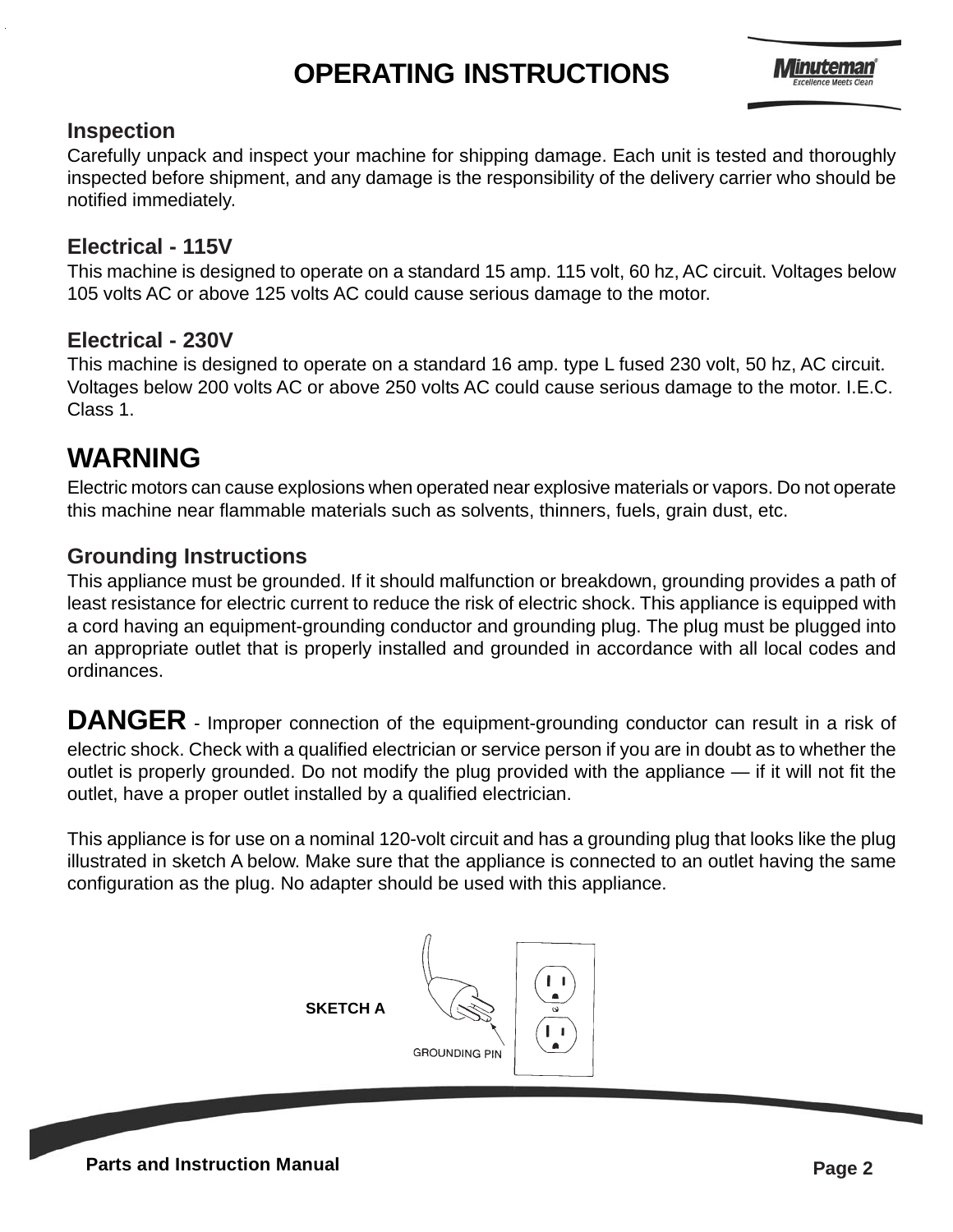# OPERATING INSTRUCTIONS

### Inspection

Carefully unpack and inspect your machine for shipping damage. Each unit is tested and thoroughly inspected before shipment, and any damage is the responsibility of the delivery carrier who should be notified immediately.

### Electrical - 115V

This machine is designed to operate on a standard 15 amp. 115 volt, 60 hz, AC circuit. Voltages below 105 volts AC or above 125 volts AC could cause serious damage to the motor.

### Electrical - 230V

This machine is designed to operate on a standard 16 amp. type L fused 230 volt, 50 hz, AC circuit. Voltages below 200 volts AC or above 250 volts AC could cause serious damage to the motor. I.E.C. Class 1.

## WARNING

Electric motors can cause explosions when operated near explosive materials or vapors. Do not operate this machine near flammable materials such as solvents, thinners, fuels, grain dust, etc.

### Grounding Instructions

This appliance must be grounded. If it should malfunction or breakdown, grounding provides a path of least resistance for electric current to reduce the risk of electric shock. This appliance is equipped with a cord having an equipment-grounding conductor and grounding plug. The plug must be plugged into an appropriate outlet that is properly installed and grounded in accordance with all local codes and ordinances.

**DANGER** - Improper connection of the equipment-grounding conductor can result in a risk of electric shock. Check with a qualified electrician or service person if you are in doubt as to whether the outlet is properly grounded. Do not modify the plug provided with the appliance — if it will not fit the outlet, have a proper outlet installed by a qualified electrician.

This appliance is for use on a nominal 120-volt circuit and has a grounding plug that looks like the plug illustrated in sketch A below. Make sure that the appliance is connected to an outlet having the same configuration as the plug. No adapter should be used with this appliance.

**SKETCH A**

GROUNDING PIN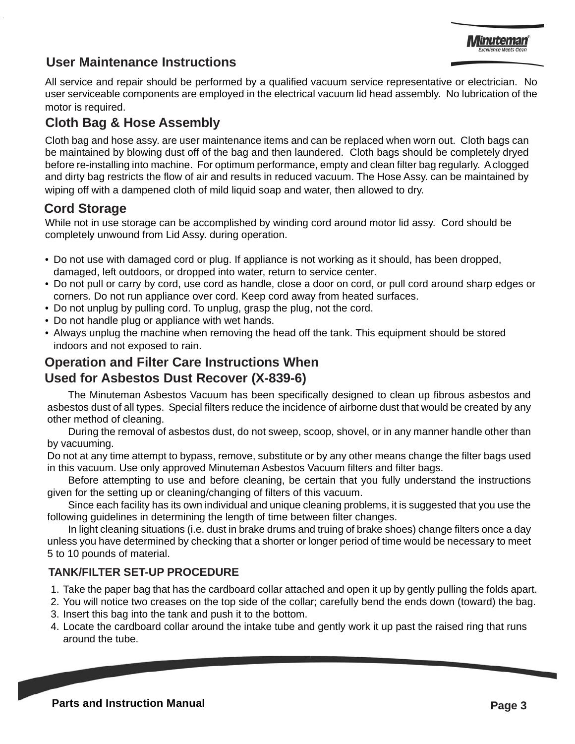## User Maintenance Instructions

All service and repair should be performed by a qualified vacuum service representative or electrician. No user serviceable components are employed in the electrical vacuum lid head assembly. No lubrication of the motor is required.

## Cloth Bag & Hose Assembly

Cloth bag and hose assy. are user maintenance items and can be replaced when worn out. Cloth bags can be maintained by blowing dust off of the bag and then laundered. Cloth bags should be completely dryed before re-installing into machine. For optimum performance, empty and clean filter bag regularly. A clogged and dirty bag restricts the flow of air and results in reduced vacuum. The Hose Assy. can be maintained by wiping off with a dampened cloth of mild liquid soap and water, then allowed to dry.

## Cord Storage

While not in use storage can be accomplished by winding cord around motor lid assy. Cord should be completely unwound from Lid Assy. during operation.

- Do not use with damaged cord or plug. If appliance is not working as it should, has been dropped, damaged, left outdoors, or dropped into water, return to service center.
- Do not pull or carry by cord, use cord as handle, close a door on cord, or pull cord around sharp edges or corners. Do not run appliance over cord. Keep cord away from heated surfaces.
- Do not unplug by pulling cord. To unplug, grasp the plug, not the cord.
- Do not handle plug or appliance with wet hands.
- Always unplug the machine when removing the head off the tank. This equipment should be stored indoors and not exposed to rain.

## Operation and Filter Care Instructions When Used for Asbestos Dust Recover (X-839-6)

The Minuteman Asbestos Vacuum has been specifically designed to clean up fibrous asbestos and asbestos dust of all types. Special filters reduce the incidence of airborne dust that would be created by any other method of cleaning.

During the removal of asbestos dust, do not sweep, scoop, shovel, or in any manner handle other than by vacuuming.

Do not at any time attempt to bypass, remove, substitute or by any other means change the filter bags used in this vacuum. Use only approved Minuteman Asbestos Vacuum filters and filter bags.

Before attempting to use and before cleaning, be certain that you fully understand the instructions given for the setting up or cleaning/changing of filters of this vacuum.

Since each facility has its own individual and unique cleaning problems, it is suggested that you use the following guidelines in determining the length of time between filter changes.

In light cleaning situations (i.e. dust in brake drums and truing of brake shoes) change filters once a day unless you have determined by checking that a shorter or longer period of time would be necessary to meet 5 to 10 pounds of material.

### TANK/FILTER SET-UP PROCEDURE

1. Take the paper bag that has the cardboard collar attached and open it up by gently pulling the folds apart.
2. You will notice two creases on the top side of the collar; carefully bend the ends down (toward) the bag.
3. Insert this bag into the tank and push it to the bottom.
4. Locate the cardboard collar around the intake tube and gently work it up past the raised ring that runs around the tube.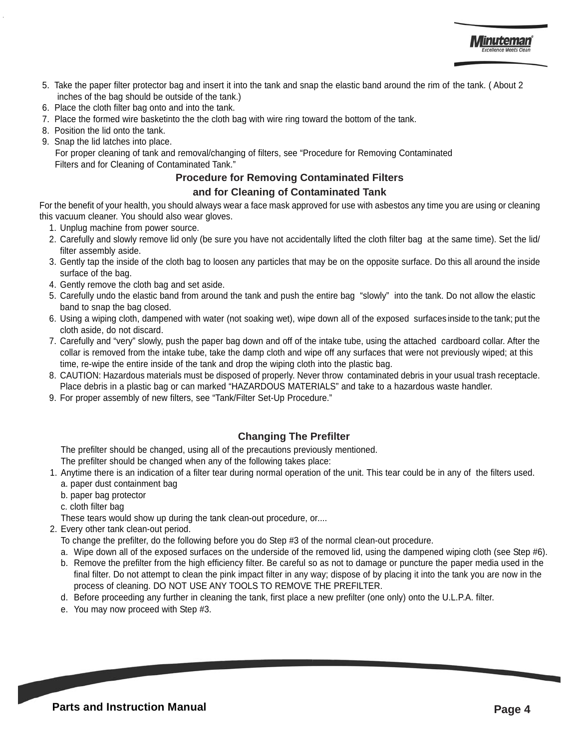5. Take the paper filter protector bag and insert it into the tank and snap the elastic band around the rim of the tank. ( About 2 inches of the bag should be outside of the tank.)
6. Place the cloth filter bag onto and into the tank.
7. Place the formed wire basketinto the the cloth bag with wire ring toward the bottom of the tank.
8. Position the lid onto the tank.
9. Snap the lid latches into place.

   For proper cleaning of tank and removal/changing of filters, see "Procedure for Removing Contaminated Filters and for Cleaning of Contaminated Tank."

## Procedure for Removing Contaminated Filters and for Cleaning of Contaminated Tank

For the benefit of your health, you should always wear a face mask approved for use with asbestos any time you are using or cleaning this vacuum cleaner. You should also wear gloves.

1. Unplug machine from power source.
2. Carefully and slowly remove lid only (be sure you have not accidentally lifted the cloth filter bag at the same time). Set the lid/filter assembly aside.
3. Gently tap the inside of the cloth bag to loosen any particles that may be on the opposite surface. Do this all around the inside surface of the bag.
4. Gently remove the cloth bag and set aside.
5. Carefully undo the elastic band from around the tank and push the entire bag "slowly" into the tank. Do not allow the elastic band to snap the bag closed.
6. Using a wiping cloth, dampened with water (not soaking wet), wipe down all of the exposed surfaces inside to the tank; put the cloth aside, do not discard.
7. Carefully and "very" slowly, push the paper bag down and off of the intake tube, using the attached cardboard collar. After the collar is removed from the intake tube, take the damp cloth and wipe off any surfaces that were not previously wiped; at this time, re-wipe the entire inside of the tank and drop the wiping cloth into the plastic bag.
8. CAUTION: Hazardous materials must be disposed of properly. Never throw contaminated debris in your usual trash receptacle. Place debris in a plastic bag or can marked "HAZARDOUS MATERIALS" and take to a hazardous waste handler.
9. For proper assembly of new filters, see "Tank/Filter Set-Up Procedure."

## Changing The Prefilter

The prefilter should be changed, using all of the precautions previously mentioned.

The prefilter should be changed when any of the following takes place:

1. Anytime there is an indication of a filter tear during normal operation of the unit. This tear could be in any of the filters used.
   a. paper dust containment bag
   b. paper bag protector
   c. cloth filter bag
   
   These tears would show up during the tank clean-out procedure, or....
2. Every other tank clean-out period.

   To change the prefilter, do the following before you do Step #3 of the normal clean-out procedure.
   a. Wipe down all of the exposed surfaces on the underside of the removed lid, using the dampened wiping cloth (see Step #6).
   b. Remove the prefilter from the high efficiency filter. Be careful so as not to damage or puncture the paper media used in the final filter. Do not attempt to clean the pink impact filter in any way; dispose of by placing it into the tank you are now in the process of cleaning. DO NOT USE ANY TOOLS TO REMOVE THE PREFILTER.
   d. Before proceeding any further in cleaning the tank, first place a new prefilter (one only) onto the U.L.P.A. filter.
   e. You may now proceed with Step #3.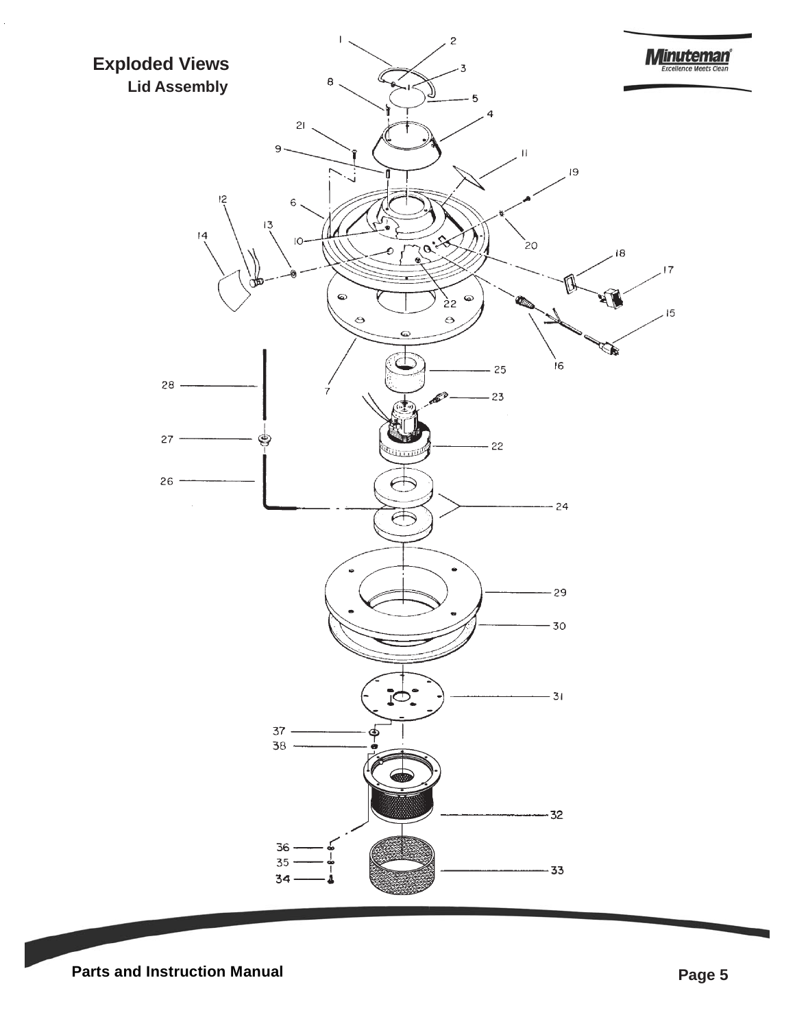# Exploded Views

## Lid Assembly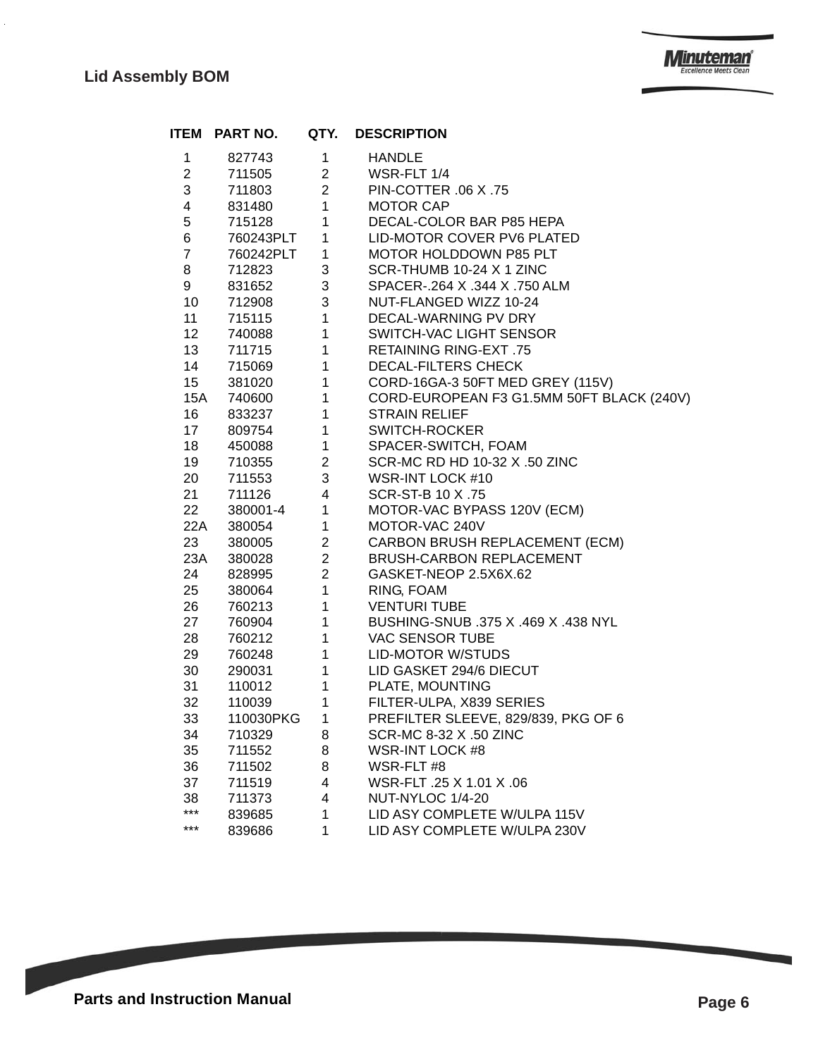## Lid Assembly BOM

| ITEM | PART NO. | QTY. | DESCRIPTION |
|---|---|---|---|
| 1 | 827743 | 1 | HANDLE |
| 2 | 711505 | 2 | WSR-FLT 1/4 |
| 3 | 711803 | 2 | PIN-COTTER .06 X .75 |
| 4 | 831480 | 1 | MOTOR CAP |
| 5 | 715128 | 1 | DECAL-COLOR BAR P85 HEPA |
| 6 | 760243PLT | 1 | LID-MOTOR COVER PV6 PLATED |
| 7 | 760242PLT | 1 | MOTOR HOLDDOWN P85 PLT |
| 8 | 712823 | 3 | SCR-THUMB 10-24 X 1 ZINC |
| 9 | 831652 | 3 | SPACER-.264 X .344 X .750 ALM |
| 10 | 712908 | 3 | NUT-FLANGED WIZZ 10-24 |
| 11 | 715115 | 1 | DECAL-WARNING PV DRY |
| 12 | 740088 | 1 | SWITCH-VAC LIGHT SENSOR |
| 13 | 711715 | 1 | RETAINING RING-EXT .75 |
| 14 | 715069 | 1 | DECAL-FILTERS CHECK |
| 15 | 381020 | 1 | CORD-16GA-3 50FT MED GREY (115V) |
| 15A | 740600 | 1 | CORD-EUROPEAN F3 G1.5MM 50FT BLACK (240V) |
| 16 | 833237 | 1 | STRAIN RELIEF |
| 17 | 809754 | 1 | SWITCH-ROCKER |
| 18 | 450088 | 1 | SPACER-SWITCH, FOAM |
| 19 | 710355 | 2 | SCR-MC RD HD 10-32 X .50 ZINC |
| 20 | 711553 | 3 | WSR-INT LOCK #10 |
| 21 | 711126 | 4 | SCR-ST-B 10 X .75 |
| 22 | 380001-4 | 1 | MOTOR-VAC BYPASS 120V (ECM) |
| 22A | 380054 | 1 | MOTOR-VAC 240V |
| 23 | 380005 | 2 | CARBON BRUSH REPLACEMENT (ECM) |
| 23A | 380028 | 2 | BRUSH-CARBON REPLACEMENT |
| 24 | 828995 | 2 | GASKET-NEOP 2.5X6X.62 |
| 25 | 380064 | 1 | RING, FOAM |
| 26 | 760213 | 1 | VENTURI TUBE |
| 27 | 760904 | 1 | BUSHING-SNUB .375 X .469 X .438 NYL |
| 28 | 760212 | 1 | VAC SENSOR TUBE |
| 29 | 760248 | 1 | LID-MOTOR W/STUDS |
| 30 | 290031 | 1 | LID GASKET 294/6 DIECUT |
| 31 | 110012 | 1 | PLATE, MOUNTING |
| 32 | 110039 | 1 | FILTER-ULPA, X839 SERIES |
| 33 | 110030PKG | 1 | PREFILTER SLEEVE, 829/839, PKG OF 6 |
| 34 | 710329 | 8 | SCR-MC 8-32 X .50 ZINC |
| 35 | 711552 | 8 | WSR-INT LOCK #8 |
| 36 | 711502 | 8 | WSR-FLT #8 |
| 37 | 711519 | 4 | WSR-FLT .25 X 1.01 X .06 |
| 38 | 711373 | 4 | NUT-NYLOC 1/4-20 |
| *** | 839685 | 1 | LID ASY COMPLETE W/ULPA 115V |
| *** | 839686 | 1 | LID ASY COMPLETE W/ULPA 230V |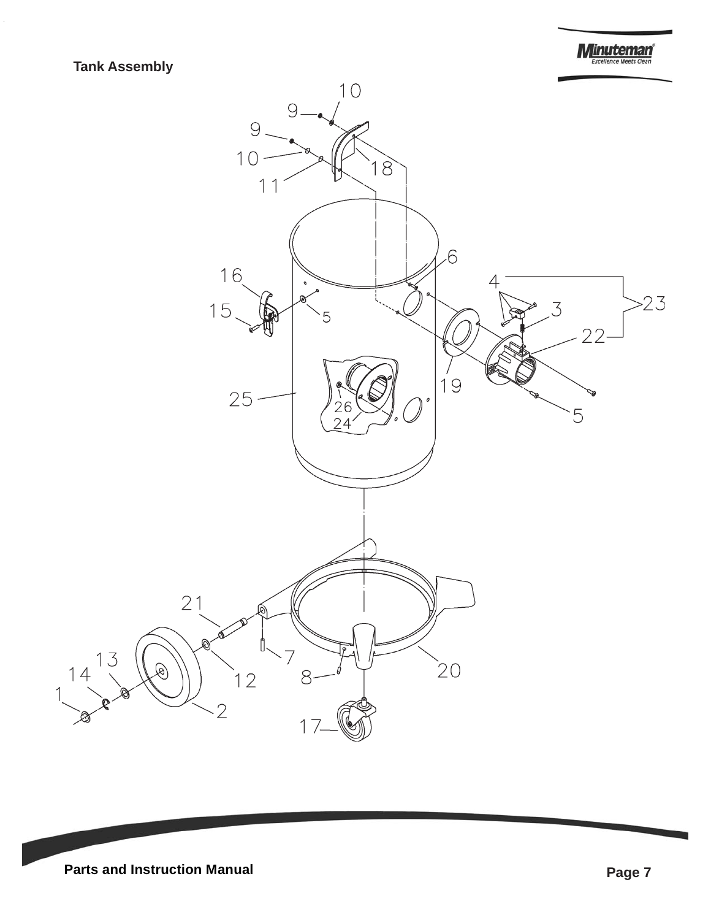## Tank Assembly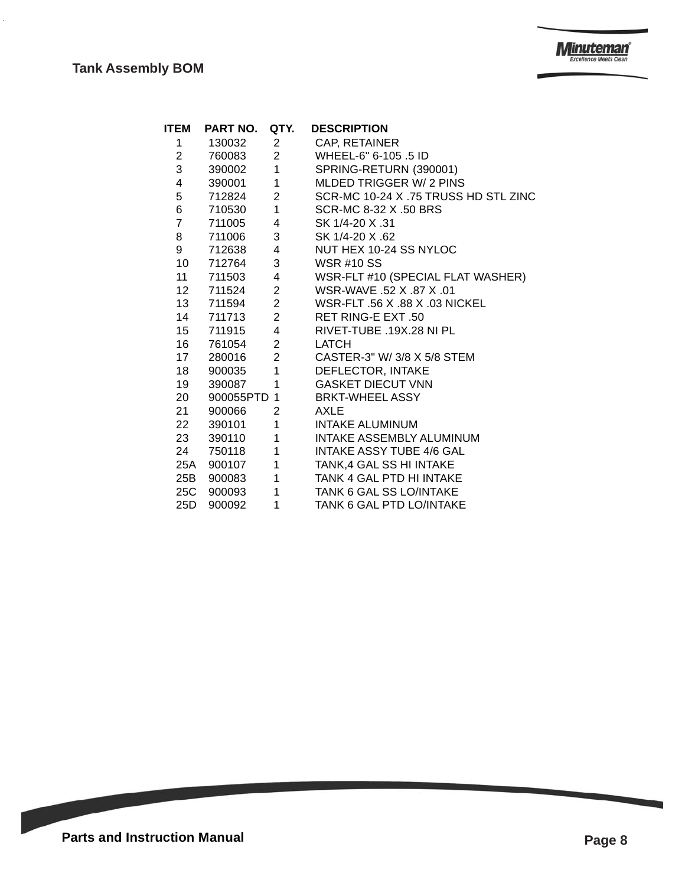## Tank Assembly BOM

| ITEM | PART NO. | QTY. | DESCRIPTION |
|---|---|---|---|
| 1 | 130032 | 2 | CAP, RETAINER |
| 2 | 760083 | 2 | WHEEL-6" 6-105 .5 ID |
| 3 | 390002 | 1 | SPRING-RETURN (390001) |
| 4 | 390001 | 1 | MLDED TRIGGER W/ 2 PINS |
| 5 | 712824 | 2 | SCR-MC 10-24 X .75 TRUSS HD STL ZINC |
| 6 | 710530 | 1 | SCR-MC 8-32 X .50 BRS |
| 7 | 711005 | 4 | SK 1/4-20 X .31 |
| 8 | 711006 | 3 | SK 1/4-20 X .62 |
| 9 | 712638 | 4 | NUT HEX 10-24 SS NYLOC |
| 10 | 712764 | 3 | WSR #10 SS |
| 11 | 711503 | 4 | WSR-FLT #10 (SPECIAL FLAT WASHER) |
| 12 | 711524 | 2 | WSR-WAVE .52 X .87 X .01 |
| 13 | 711594 | 2 | WSR-FLT .56 X .88 X .03 NICKEL |
| 14 | 711713 | 2 | RET RING-E EXT .50 |
| 15 | 711915 | 4 | RIVET-TUBE .19X.28 NI PL |
| 16 | 761054 | 2 | LATCH |
| 17 | 280016 | 2 | CASTER-3" W/ 3/8 X 5/8 STEM |
| 18 | 900035 | 1 | DEFLECTOR, INTAKE |
| 19 | 390087 | 1 | GASKET DIECUT VNN |
| 20 | 900055PTD | 1 | BRKT-WHEEL ASSY |
| 21 | 900066 | 2 | AXLE |
| 22 | 390101 | 1 | INTAKE ALUMINUM |
| 23 | 390110 | 1 | INTAKE ASSEMBLY ALUMINUM |
| 24 | 750118 | 1 | INTAKE ASSY TUBE 4/6 GAL |
| 25A | 900107 | 1 | TANK,4 GAL SS HI INTAKE |
| 25B | 900083 | 1 | TANK 4 GAL PTD HI INTAKE |
| 25C | 900093 | 1 | TANK 6 GAL SS LO/INTAKE |
| 25D | 900092 | 1 | TANK 6 GAL PTD LO/INTAKE |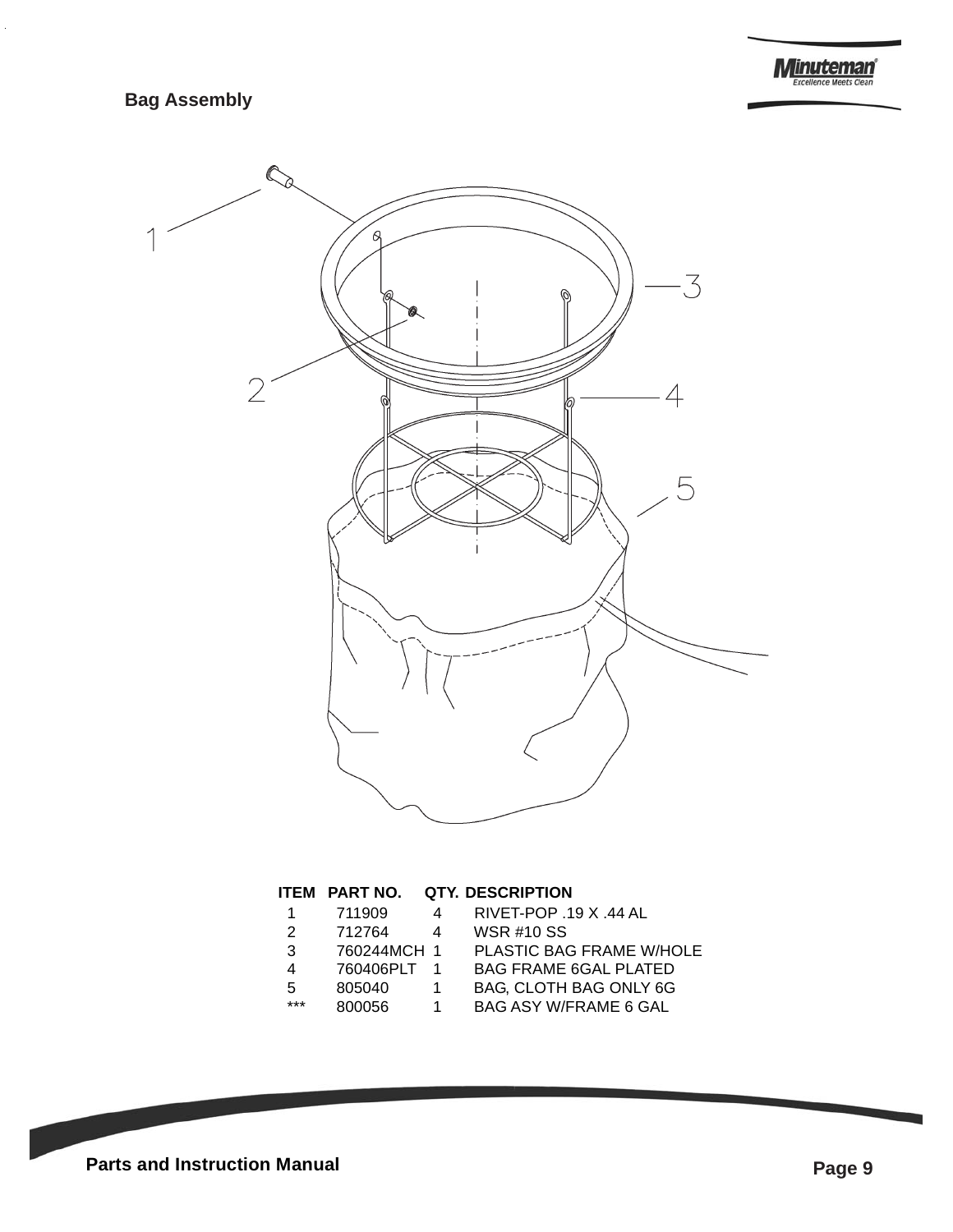## Bag Assembly

| ITEM | PART NO. | QTY. | DESCRIPTION |
|---|---|---|---|
| 1 | 711909 | 4 | RIVET-POP .19 X .44 AL |
| 2 | 712764 | 4 | WSR #10 SS |
| 3 | 760244MCH | 1 | PLASTIC BAG FRAME W/HOLE |
| 4 | 760406PLT | 1 | BAG FRAME 6GAL PLATED |
| 5 | 805040 | 1 | BAG, CLOTH BAG ONLY 6G |
| *** | 800056 | 1 | BAG ASY W/FRAME 6 GAL |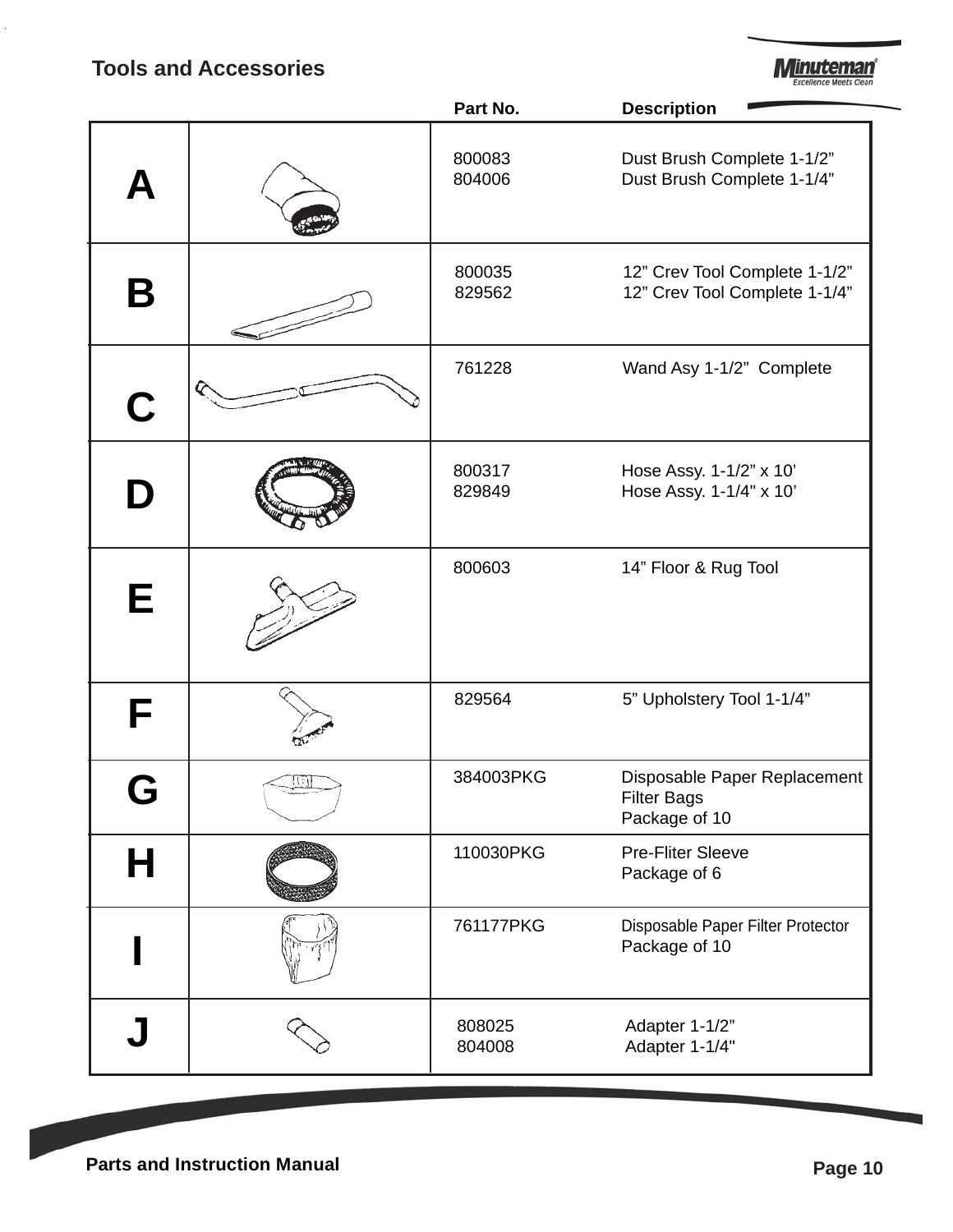## Tools and Accessories

| | Part No. | Description |
|---|---|---|
| A | 800083<br>804006 | Dust Brush Complete 1-1/2”<br>Dust Brush Complete 1-1/4” |
| B | 800035<br>829562 | 12” Crev Tool Complete 1-1/2”<br>12” Crev Tool Complete 1-1/4” |
| C | 761228 | Wand Asy 1-1/2” Complete |
| D | 800317<br>829849 | Hose Assy. 1-1/2” x 10’<br>Hose Assy. 1-1/4" x 10’ |
| E | 800603 | 14” Floor & Rug Tool |
| F | 829564 | 5” Upholstery Tool 1-1/4” |
| G | 384003PKG | Disposable Paper Replacement Filter Bags<br>Package of 10 |
| H | 110030PKG | Pre-Fliter Sleeve<br>Package of 6 |
| I | 761177PKG | Disposable Paper Filter Protector<br>Package of 10 |
| J | 808025<br>804008 | Adapter 1-1/2”<br>Adapter 1-1/4" |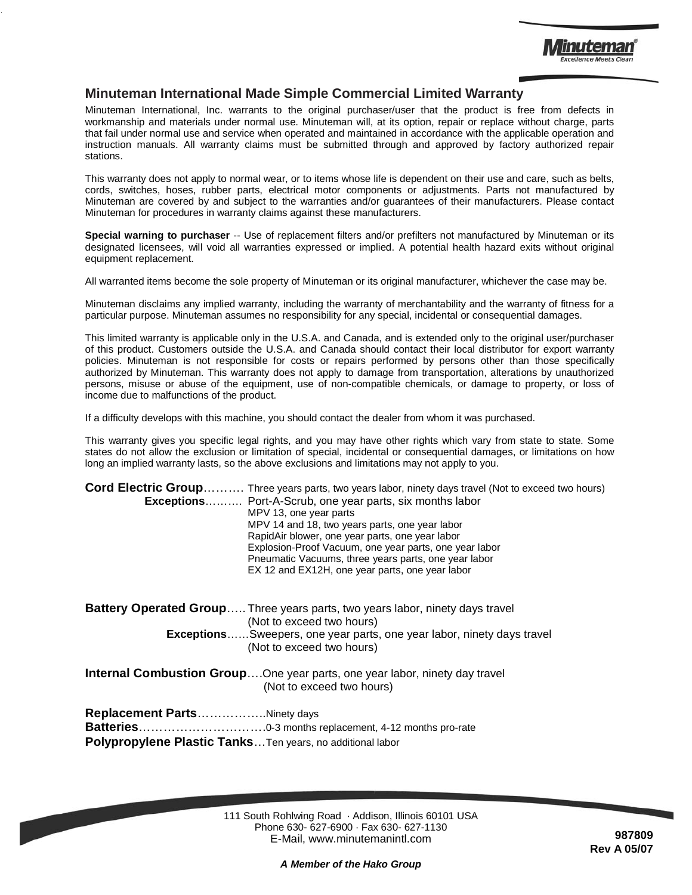## Minuteman International Made Simple Commercial Limited Warranty

Minuteman International, Inc. warrants to the original purchaser/user that the product is free from defects in workmanship and materials under normal use. Minuteman will, at its option, repair or replace without charge, parts that fail under normal use and service when operated and maintained in accordance with the applicable operation and instruction manuals. All warranty claims must be submitted through and approved by factory authorized repair stations.

This warranty does not apply to normal wear, or to items whose life is dependent on their use and care, such as belts, cords, switches, hoses, rubber parts, electrical motor components or adjustments. Parts not manufactured by Minuteman are covered by and subject to the warranties and/or guarantees of their manufacturers. Please contact Minuteman for procedures in warranty claims against these manufacturers.

**Special warning to purchaser** -- Use of replacement filters and/or prefilters not manufactured by Minuteman or its designated licensees, will void all warranties expressed or implied. A potential health hazard exits without original equipment replacement.

All warranted items become the sole property of Minuteman or its original manufacturer, whichever the case may be.

Minuteman disclaims any implied warranty, including the warranty of merchantability and the warranty of fitness for a particular purpose. Minuteman assumes no responsibility for any special, incidental or consequential damages.

This limited warranty is applicable only in the U.S.A. and Canada, and is extended only to the original user/purchaser of this product. Customers outside the U.S.A. and Canada should contact their local distributor for export warranty policies. Minuteman is not responsible for costs or repairs performed by persons other than those specifically authorized by Minuteman. This warranty does not apply to damage from transportation, alterations by unauthorized persons, misuse or abuse of the equipment, use of non-compatible chemicals, or damage to property, or loss of income due to malfunctions of the product.

If a difficulty develops with this machine, you should contact the dealer from whom it was purchased.

This warranty gives you specific legal rights, and you may have other rights which vary from state to state. Some states do not allow the exclusion or limitation of special, incidental or consequential damages, or limitations on how long an implied warranty lasts, so the above exclusions and limitations may not apply to you.

**Cord Electric Group**………. Three years parts, two years labor, ninety days travel (Not to exceed two hours)

**Exceptions**………. Port-A-Scrub, one year parts, six months labor
MPV 13, one year parts
MPV 14 and 18, two years parts, one year labor
RapidAir blower, one year parts, one year labor
Explosion-Proof Vacuum, one year parts, one year labor
Pneumatic Vacuums, three years parts, one year labor
EX 12 and EX12H, one year parts, one year labor

**Battery Operated Group**….. Three years parts, two years labor, ninety days travel (Not to exceed two hours)

**Exceptions**……Sweepers, one year parts, one year labor, ninety days travel (Not to exceed two hours)

**Internal Combustion Group**….One year parts, one year labor, ninety day travel (Not to exceed two hours)

**Replacement Parts**……………..Ninety days
**Batteries**…………………………..0-3 months replacement, 4-12 months pro-rate
**Polypropylene Plastic Tanks**…Ten years, no additional labor

111 South Rohlwing Road · Addison, Illinois 60101 USA
Phone 630- 627-6900 · Fax 630- 627-1130
E-Mail, www.minutemanintl.com

987809
Rev A 05/07

***A Member of the Hako Group***